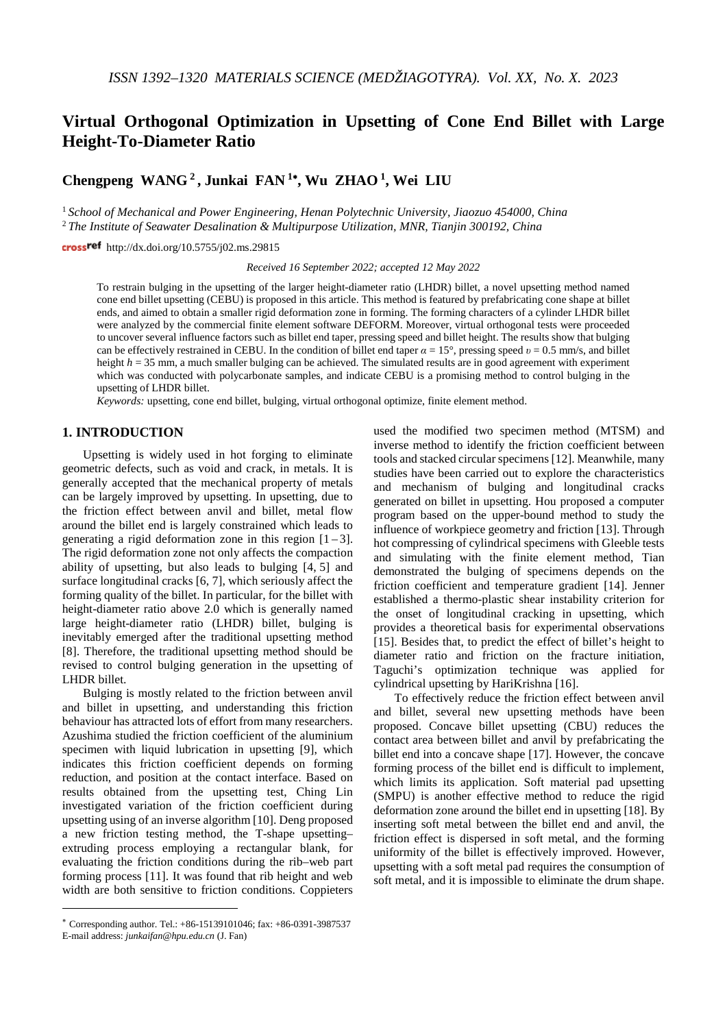# Virtual Orthogonal Optimization in Upsetting of Cone End Billet with Large Height-To-Diameter Ratio

**Chengpeng WANG** [2], **Junkai FAN** [1*], **Wu ZHAO** [1], **Wei LIU**

[1] *School of Mechanical and Power Engineering, Henan Polytechnic University, Jiaozuo 454000, China*

[2] *The Institute of Seawater Desalination & Multipurpose Utilization, MNR, Tianjin 300192, China*

http://dx.doi.org/10.5755/j02.ms.29815

*Received 16 September 2022; accepted 12 May 2022*

To restrain bulging in the upsetting of the larger height-diameter ratio (LHDR) billet, a novel upsetting method named cone end billet upsetting (CEBU) is proposed in this article. This method is featured by prefabricating cone shape at billet ends, and aimed to obtain a smaller rigid deformation zone in forming. The forming characters of a cylinder LHDR billet were analyzed by the commercial finite element software DEFORM. Moreover, virtual orthogonal tests were proceeded to uncover several influence factors such as billet end taper, pressing speed and billet height. The results show that bulging can be effectively restrained in CEBU. In the condition of billet end taper $\alpha = 15°$, pressing speed $\upsilon = 0.5$ mm/s, and billet height $h = 35$ mm, a much smaller bulging can be achieved. The simulated results are in good agreement with experiment which was conducted with polycarbonate samples, and indicate CEBU is a promising method to control bulging in the upsetting of LHDR billet.

*Keywords:* upsetting, cone end billet, bulging, virtual orthogonal optimize, finite element method.

## 1. INTRODUCTION

Upsetting is widely used in hot forging to eliminate geometric defects, such as void and crack, in metals. It is generally accepted that the mechanical property of metals can be largely improved by upsetting. In upsetting, due to the friction effect between anvil and billet, metal flow around the billet end is largely constrained which leads to generating a rigid deformation zone in this region [1–3]. The rigid deformation zone not only affects the compaction ability of upsetting, but also leads to bulging [4, 5] and surface longitudinal cracks [6, 7], which seriously affect the forming quality of the billet. In particular, for the billet with height-diameter ratio above 2.0 which is generally named large height-diameter ratio (LHDR) billet, bulging is inevitably emerged after the traditional upsetting method [8]. Therefore, the traditional upsetting method should be revised to control bulging generation in the upsetting of LHDR billet.

Bulging is mostly related to the friction between anvil and billet in upsetting, and understanding this friction behaviour has attracted lots of effort from many researchers. Azushima studied the friction coefficient of the aluminium specimen with liquid lubrication in upsetting [9], which indicates this friction coefficient depends on forming reduction, and position at the contact interface. Based on results obtained from the upsetting test, Ching Lin investigated variation of the friction coefficient during upsetting using of an inverse algorithm [10]. Deng proposed a new friction testing method, the T-shape upsetting–extruding process employing a rectangular blank, for evaluating the friction conditions during the rib–web part forming process [11]. It was found that rib height and web width are both sensitive to friction conditions. Coppieters used the modified two specimen method (MTSM) and inverse method to identify the friction coefficient between tools and stacked circular specimens [12]. Meanwhile, many studies have been carried out to explore the characteristics and mechanism of bulging and longitudinal cracks generated on billet in upsetting. Hou proposed a computer program based on the upper-bound method to study the influence of workpiece geometry and friction [13]. Through hot compressing of cylindrical specimens with Gleeble tests and simulating with the finite element method, Tian demonstrated the bulging of specimens depends on the friction coefficient and temperature gradient [14]. Jenner established a thermo-plastic shear instability criterion for the onset of longitudinal cracking in upsetting, which provides a theoretical basis for experimental observations [15]. Besides that, to predict the effect of billet's height to diameter ratio and friction on the fracture initiation, Taguchi's optimization technique was applied for cylindrical upsetting by HariKrishna [16].

To effectively reduce the friction effect between anvil and billet, several new upsetting methods have been proposed. Concave billet upsetting (CBU) reduces the contact area between billet and anvil by prefabricating the billet end into a concave shape [17]. However, the concave forming process of the billet end is difficult to implement, which limits its application. Soft material pad upsetting (SMPU) is another effective method to reduce the rigid deformation zone around the billet end in upsetting [18]. By inserting soft metal between the billet end and anvil, the friction effect is dispersed in soft metal, and the forming uniformity of the billet is effectively improved. However, upsetting with a soft metal pad requires the consumption of soft metal, and it is impossible to eliminate the drum shape.

\* Corresponding author. Tel.: +86-15139101046; fax: +86-0391-3987537
E-mail address: *junkaifan@hpu.edu.cn* (J. Fan)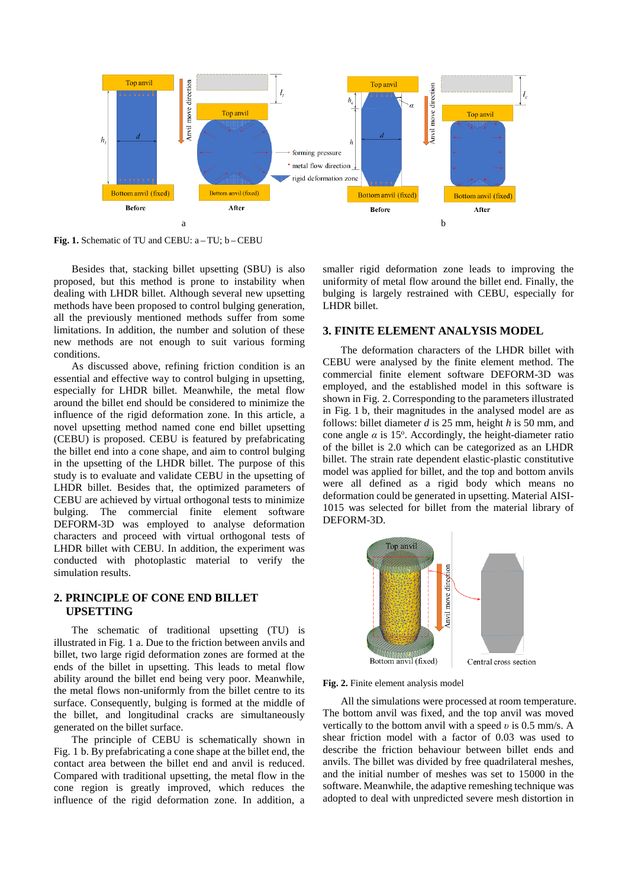Fig. 1. Schematic of TU and CEBU: a – TU; b – CEBU

Besides that, stacking billet upsetting (SBU) is also proposed, but this method is prone to instability when dealing with LHDR billet. Although several new upsetting methods have been proposed to control bulging generation, all the previously mentioned methods suffer from some limitations. In addition, the number and solution of these new methods are not enough to suit various forming conditions.

As discussed above, refining friction condition is an essential and effective way to control bulging in upsetting, especially for LHDR billet. Meanwhile, the metal flow around the billet end should be considered to minimize the influence of the rigid deformation zone. In this article, a novel upsetting method named cone end billet upsetting (CEBU) is proposed. CEBU is featured by prefabricating the billet end into a cone shape, and aim to control bulging in the upsetting of the LHDR billet. The purpose of this study is to evaluate and validate CEBU in the upsetting of LHDR billet. Besides that, the optimized parameters of CEBU are achieved by virtual orthogonal tests to minimize bulging. The commercial finite element software DEFORM-3D was employed to analyse deformation characters and proceed with virtual orthogonal tests of LHDR billet with CEBU. In addition, the experiment was conducted with photoplastic material to verify the simulation results.

## 2. PRINCIPLE OF CONE END BILLET UPSETTING

The schematic of traditional upsetting (TU) is illustrated in Fig. 1 a. Due to the friction between anvils and billet, two large rigid deformation zones are formed at the ends of the billet in upsetting. This leads to metal flow ability around the billet end being very poor. Meanwhile, the metal flows non-uniformly from the billet centre to its surface. Consequently, bulging is formed at the middle of the billet, and longitudinal cracks are simultaneously generated on the billet surface.

The principle of CEBU is schematically shown in Fig. 1 b. By prefabricating a cone shape at the billet end, the contact area between the billet end and anvil is reduced. Compared with traditional upsetting, the metal flow in the cone region is greatly improved, which reduces the influence of the rigid deformation zone. In addition, a smaller rigid deformation zone leads to improving the uniformity of metal flow around the billet end. Finally, the bulging is largely restrained with CEBU, especially for LHDR billet.

## 3. FINITE ELEMENT ANALYSIS MODEL

The deformation characters of the LHDR billet with CEBU were analysed by the finite element method. The commercial finite element software DEFORM-3D was employed, and the established model in this software is shown in Fig. 2. Corresponding to the parameters illustrated in Fig. 1 b, their magnitudes in the analysed model are as follows: billet diameter $d$ is 25 mm, height $h$ is 50 mm, and cone angle $\alpha$ is 15°. Accordingly, the height-diameter ratio of the billet is 2.0 which can be categorized as an LHDR billet. The strain rate dependent elastic-plastic constitutive model was applied for billet, and the top and bottom anvils were all defined as a rigid body which means no deformation could be generated in upsetting. Material AISI-1015 was selected for billet from the material library of DEFORM-3D.

Fig. 2. Finite element analysis model

All the simulations were processed at room temperature. The bottom anvil was fixed, and the top anvil was moved vertically to the bottom anvil with a speed $\upsilon$ is 0.5 mm/s. A shear friction model with a factor of 0.03 was used to describe the friction behaviour between billet ends and anvils. The billet was divided by free quadrilateral meshes, and the initial number of meshes was set to 15000 in the software. Meanwhile, the adaptive remeshing technique was adopted to deal with unpredicted severe mesh distortion in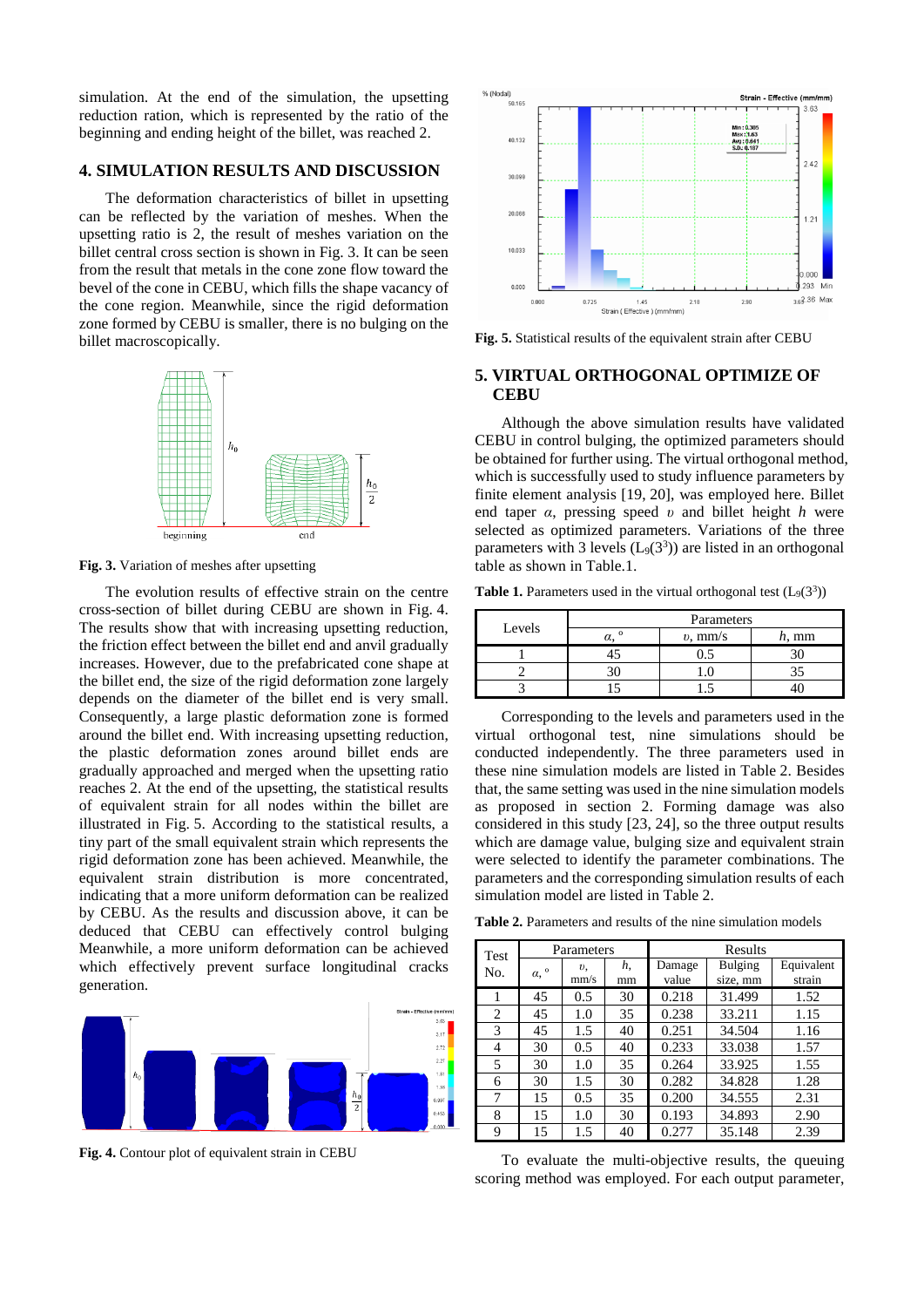simulation. At the end of the simulation, the upsetting reduction ration, which is represented by the ratio of the beginning and ending height of the billet, was reached 2.

## 4. SIMULATION RESULTS AND DISCUSSION

The deformation characteristics of billet in upsetting can be reflected by the variation of meshes. When the upsetting ratio is 2, the result of meshes variation on the billet central cross section is shown in Fig. 3. It can be seen from the result that metals in the cone zone flow toward the bevel of the cone in CEBU, which fills the shape vacancy of the cone region. Meanwhile, since the rigid deformation zone formed by CEBU is smaller, there is no bulging on the billet macroscopically.

**Fig. 3.** Variation of meshes after upsetting

The evolution results of effective strain on the centre cross-section of billet during CEBU are shown in Fig. 4. The results show that with increasing upsetting reduction, the friction effect between the billet end and anvil gradually increases. However, due to the prefabricated cone shape at the billet end, the size of the rigid deformation zone largely depends on the diameter of the billet end is very small. Consequently, a large plastic deformation zone is formed around the billet end. With increasing upsetting reduction, the plastic deformation zones around billet ends are gradually approached and merged when the upsetting ratio reaches 2. At the end of the upsetting, the statistical results of equivalent strain for all nodes within the billet are illustrated in Fig. 5. According to the statistical results, a tiny part of the small equivalent strain which represents the rigid deformation zone has been achieved. Meanwhile, the equivalent strain distribution is more concentrated, indicating that a more uniform deformation can be realized by CEBU. As the results and discussion above, it can be deduced that CEBU can effectively control bulging Meanwhile, a more uniform deformation can be achieved which effectively prevent surface longitudinal cracks generation.

**Fig. 4.** Contour plot of equivalent strain in CEBU

**Fig. 5.** Statistical results of the equivalent strain after CEBU

## 5. VIRTUAL ORTHOGONAL OPTIMIZE OF CEBU

Although the above simulation results have validated CEBU in control bulging, the optimized parameters should be obtained for further using. The virtual orthogonal method, which is successfully used to study influence parameters by finite element analysis [19, 20], was employed here. Billet end taper $\alpha$, pressing speed $\upsilon$ and billet height $h$ were selected as optimized parameters. Variations of the three parameters with 3 levels ($L_9(3^3)$) are listed in an orthogonal table as shown in Table.1.

**Table 1.** Parameters used in the virtual orthogonal test ($L_9(3^3)$)

| Levels | Parameters | | |
|---|---|---|---|
| | $\alpha$, ° | $\upsilon$, mm/s | $h$, mm |
| 1 | 45 | 0.5 | 30 |
| 2 | 30 | 1.0 | 35 |
| 3 | 15 | 1.5 | 40 |

Corresponding to the levels and parameters used in the virtual orthogonal test, nine simulations should be conducted independently. The three parameters used in these nine simulation models are listed in Table 2. Besides that, the same setting was used in the nine simulation models as proposed in section 2. Forming damage was also considered in this study [23, 24], so the three output results which are damage value, bulging size and equivalent strain were selected to identify the parameter combinations. The parameters and the corresponding simulation results of each simulation model are listed in Table 2.

**Table 2.** Parameters and results of the nine simulation models

| Test No. | Parameters | | | Results | | |
|---|---|---|---|---|---|---|
| | $\alpha$, ° | $\upsilon$, mm/s | $h$, mm | Damage value | Bulging size, mm | Equivalent strain |
| 1 | 45 | 0.5 | 30 | 0.218 | 31.499 | 1.52 |
| 2 | 45 | 1.0 | 35 | 0.238 | 33.211 | 1.15 |
| 3 | 45 | 1.5 | 40 | 0.251 | 34.504 | 1.16 |
| 4 | 30 | 0.5 | 40 | 0.233 | 33.038 | 1.57 |
| 5 | 30 | 1.0 | 35 | 0.264 | 33.925 | 1.55 |
| 6 | 30 | 1.5 | 30 | 0.282 | 34.828 | 1.28 |
| 7 | 15 | 0.5 | 35 | 0.200 | 34.555 | 2.31 |
| 8 | 15 | 1.0 | 30 | 0.193 | 34.893 | 2.90 |
| 9 | 15 | 1.5 | 40 | 0.277 | 35.148 | 2.39 |

To evaluate the multi-objective results, the queuing scoring method was employed. For each output parameter,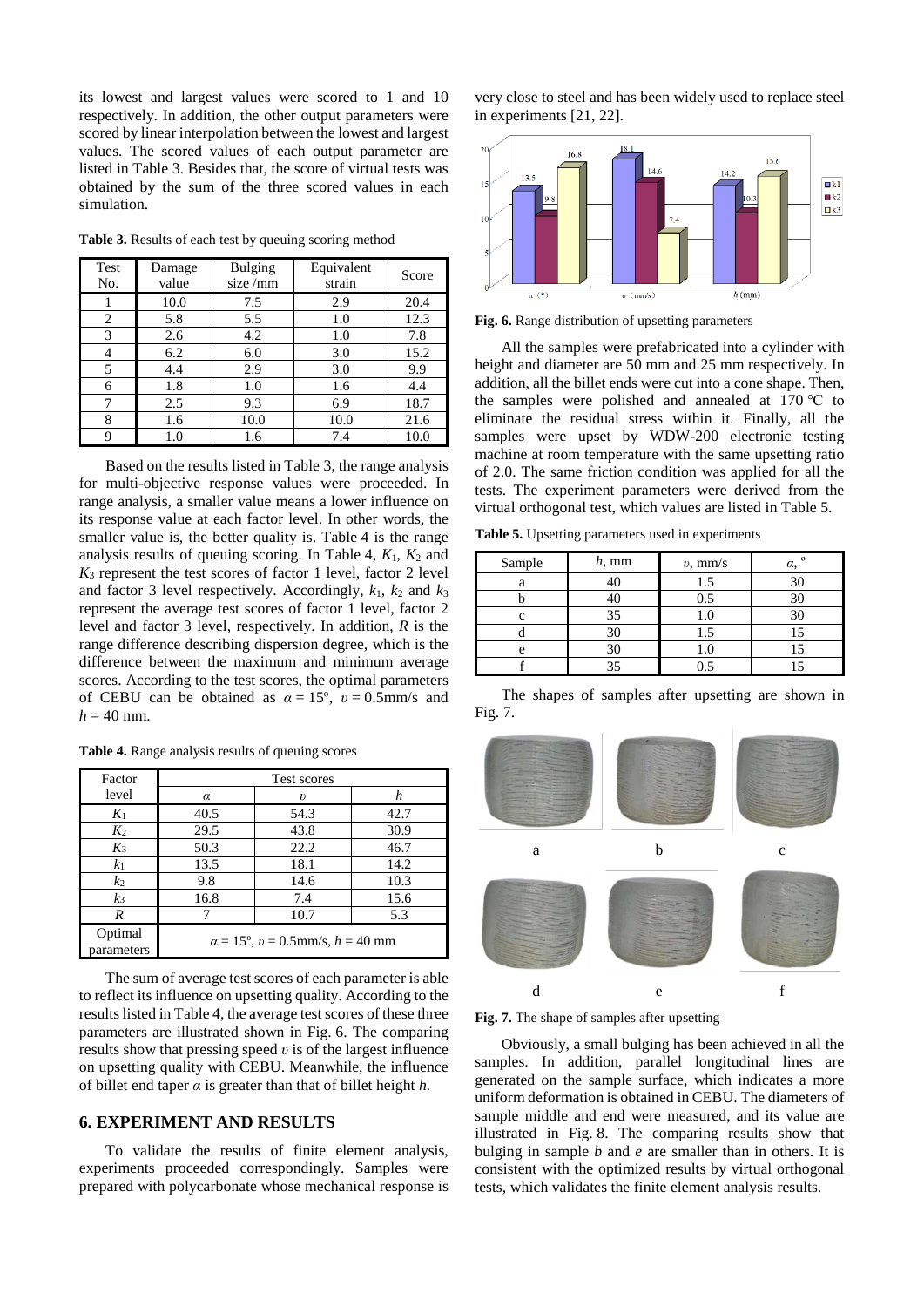its lowest and largest values were scored to 1 and 10 respectively. In addition, the other output parameters were scored by linear interpolation between the lowest and largest values. The scored values of each output parameter are listed in Table 3. Besides that, the score of virtual tests was obtained by the sum of the three scored values in each simulation.

**Table 3.** Results of each test by queuing scoring method

| Test No. | Damage value | Bulging size /mm | Equivalent strain | Score |
|---|---|---|---|---|
| 1 | 10.0 | 7.5 | 2.9 | 20.4 |
| 2 | 5.8 | 5.5 | 1.0 | 12.3 |
| 3 | 2.6 | 4.2 | 1.0 | 7.8 |
| 4 | 6.2 | 6.0 | 3.0 | 15.2 |
| 5 | 4.4 | 2.9 | 3.0 | 9.9 |
| 6 | 1.8 | 1.0 | 1.6 | 4.4 |
| 7 | 2.5 | 9.3 | 6.9 | 18.7 |
| 8 | 1.6 | 10.0 | 10.0 | 21.6 |
| 9 | 1.0 | 1.6 | 7.4 | 10.0 |

Based on the results listed in Table 3, the range analysis for multi-objective response values were proceeded. In range analysis, a smaller value means a lower influence on its response value at each factor level. In other words, the smaller value is, the better quality is. Table 4 is the range analysis results of queuing scoring. In Table 4, $K_1$, $K_2$ and $K_3$ represent the test scores of factor 1 level, factor 2 level and factor 3 level respectively. Accordingly, $k_1$, $k_2$ and $k_3$ represent the average test scores of factor 1 level, factor 2 level and factor 3 level, respectively. In addition, $R$ is the range difference describing dispersion degree, which is the difference between the maximum and minimum average scores. According to the test scores, the optimal parameters of CEBU can be obtained as $\alpha = 15^{\circ}$, $\upsilon = 0.5$mm/s and $h = 40$ mm.

**Table 4.** Range analysis results of queuing scores

| Factor level | Test scores | | |
|---|---|---|---|
| | $\alpha$ | $\upsilon$ | $h$ |
| $K_1$ | 40.5 | 54.3 | 42.7 |
| $K_2$ | 29.5 | 43.8 | 30.9 |
| $K_3$ | 50.3 | 22.2 | 46.7 |
| $k_1$ | 13.5 | 18.1 | 14.2 |
| $k_2$ | 9.8 | 14.6 | 10.3 |
| $k_3$ | 16.8 | 7.4 | 15.6 |
| $R$ | 7 | 10.7 | 5.3 |
| Optimal parameters | $\alpha = 15^{\circ}$, $\upsilon = 0.5$mm/s, $h = 40$ mm | | |

The sum of average test scores of each parameter is able to reflect its influence on upsetting quality. According to the results listed in Table 4, the average test scores of these three parameters are illustrated shown in Fig. 6. The comparing results show that pressing speed $\upsilon$ is of the largest influence on upsetting quality with CEBU. Meanwhile, the influence of billet end taper $\alpha$ is greater than that of billet height $h$.

## 6. EXPERIMENT AND RESULTS

To validate the results of finite element analysis, experiments proceeded correspondingly. Samples were prepared with polycarbonate whose mechanical response is very close to steel and has been widely used to replace steel in experiments [21, 22].

**Fig. 6.** Range distribution of upsetting parameters

All the samples were prefabricated into a cylinder with height and diameter are 50 mm and 25 mm respectively. In addition, all the billet ends were cut into a cone shape. Then, the samples were polished and annealed at 170 ℃ to eliminate the residual stress within it. Finally, all the samples were upset by WDW-200 electronic testing machine at room temperature with the same upsetting ratio of 2.0. The same friction condition was applied for all the tests. The experiment parameters were derived from the virtual orthogonal test, which values are listed in Table 5.

**Table 5.** Upsetting parameters used in experiments

| Sample | $h$, mm | $\upsilon$, mm/s | $\alpha$, ° |
|---|---|---|---|
| a | 40 | 1.5 | 30 |
| b | 40 | 0.5 | 30 |
| c | 35 | 1.0 | 30 |
| d | 30 | 1.5 | 15 |
| e | 30 | 1.0 | 15 |
| f | 35 | 0.5 | 15 |

The shapes of samples after upsetting are shown in Fig. 7.

**Fig. 7.** The shape of samples after upsetting

Obviously, a small bulging has been achieved in all the samples. In addition, parallel longitudinal lines are generated on the sample surface, which indicates a more uniform deformation is obtained in CEBU. The diameters of sample middle and end were measured, and its value are illustrated in Fig. 8. The comparing results show that bulging in sample *b* and *e* are smaller than in others. It is consistent with the optimized results by virtual orthogonal tests, which validates the finite element analysis results.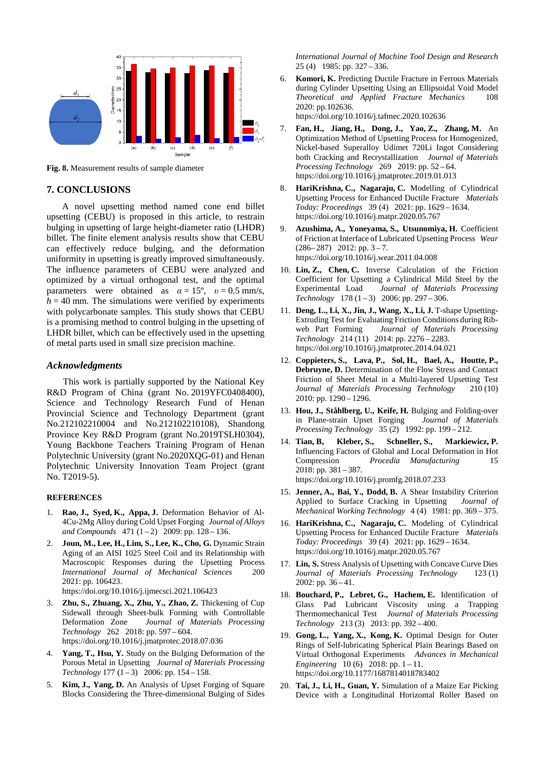Fig. 8. Measurement results of sample diameter

## 7. CONCLUSIONS

A novel upsetting method named cone end billet upsetting (CEBU) is proposed in this article, to restrain bulging in upsetting of large height-diameter ratio (LHDR) billet. The finite element analysis results show that CEBU can effectively reduce bulging, and the deformation uniformity in upsetting is greatly improved simultaneously. The influence parameters of CEBU were analyzed and optimized by a virtual orthogonal test, and the optimal parameters were obtained as $\alpha = 15°$, $\upsilon = 0.5$ mm/s, $h = 40$ mm. The simulations were verified by experiments with polycarbonate samples. This study shows that CEBU is a promising method to control bulging in the upsetting of LHDR billet, which can be effectively used in the upsetting of metal parts used in small size precision machine.

### *Acknowledgments*

This work is partially supported by the National Key R&D Program of China (grant No. 2019YFC0408400), Science and Technology Research Fund of Henan Provincial Science and Technology Department (grant No.212102210004 and No.212102210108), Shandong Province Key R&D Program (grant No.2019TSLH0304), Young Backbone Teachers Training Program of Henan Polytechnic University (grant No.2020XQG-01) and Henan Polytechnic University Innovation Team Project (grant No. T2019-5).

### REFERENCES

1. **Rao, J., Syed, K., Appa, J.** Deformation Behavior of Al-4Cu-2Mg Alloy during Cold Upset Forging *Journal of Alloys and Compounds* 471 (1 – 2) 2009: pp. 128 – 136.
2. **Joun, M., Lee, H., Lim, S., Lee, K., Cho, G.** Dynamic Strain Aging of an AISI 1025 Steel Coil and its Relationship with Macroscopic Responses during the Upsetting Process *International Journal of Mechanical Sciences* 200 2021: pp. 106423. https://doi.org/10.1016/j.ijmecsci.2021.106423
3. **Zhu, S., Zhuang, X., Zhu, Y., Zhao, Z.** Thickening of Cup Sidewall through Sheet-bulk Forming with Controllable Deformation Zone *Journal of Materials Processing Technology* 262 2018: pp. 597 – 604. https://doi.org/10.1016/j.jmatprotec.2018.07.036
4. **Yang, T., Hsu, Y.** Study on the Bulging Deformation of the Porous Metal in Upsetting *Journal of Materials Processing Technology* 177 (1 – 3) 2006: pp. 154 – 158.
5. **Kim, J., Yang, D.** An Analysis of Upset Forging of Square Blocks Considering the Three-dimensional Bulging of Sides *International Journal of Machine Tool Design and Research* 25 (4) 1985: pp. 327 – 336.
6. **Komori, K.** Predicting Ductile Fracture in Ferrous Materials during Cylinder Upsetting Using an Ellipsoidal Void Model *Theoretical and Applied Fracture Mechanics* 108 2020: pp.102636. https://doi.org/10.1016/j.tafmec.2020.102636
7. **Fan, H., Jiang, H., Dong, J., Yao, Z., Zhang, M.** An Optimization Method of Upsetting Process for Homogenized, Nickel-based Superalloy Udimet 720Li Ingot Considering both Cracking and Recrystallization *Journal of Materials Processing Technology* 269 2019: pp. 52 – 64. https://doi.org/10.1016/j.jmatprotec.2019.01.013
8. **HariKrishna, C., Nagaraju, C.** Modelling of Cylindrical Upsetting Process for Enhanced Ductile Fracture *Materials Today: Proceedings* 39 (4) 2021: pp. 1629 – 1634. https://doi.org/10.1016/j.matpr.2020.05.767
9. **Azushima, A., Yoneyama, S., Utsunomiya, H.** Coefficient of Friction at Interface of Lubricated Upsetting Process *Wear* (286– 287) 2012: pp. 3 – 7. https://doi.org/10.1016/j.wear.2011.04.008
10. **Lin, Z., Chen, C.** Inverse Calculation of the Friction Coefficient for Upsetting a Cylindrical Mild Steel by the Experimental Load *Journal of Materials Processing Technology* 178 (1 – 3) 2006: pp. 297 – 306.
11. **Deng, L., Li, X., Jin, J., Wang, X., Li, J.** T-shape Upsetting-Extruding Test for Evaluating Friction Conditions during Rib-web Part Forming *Journal of Materials Processing Technology* 214 (11) 2014: pp. 2276 – 2283. https://doi.org/10.1016/j.jmatprotec.2014.04.021
12. **Coppieters, S., Lava, P., Sol, H., Bael, A., Houtte, P., Debruyne, D.** Determination of the Flow Stress and Contact Friction of Sheet Metal in a Multi-layered Upsetting Test *Journal of Materials Processing Technology* 210 (10) 2010: pp. 1290 – 1296.
13. **Hou, J., Ståhlberg, U., Keife, H.** Bulging and Folding-over in Plane-strain Upset Forging *Journal of Materials Processing Technology* 35 (2) 1992: pp. 199 – 212.
14. **Tian, B, Kleber, S., Schneller, S., Markiewicz, P.** Influencing Factors of Global and Local Deformation in Hot Compression *Procedia Manufacturing* 15 2018: pp. 381 – 387. https://doi.org/10.1016/j.promfg.2018.07.233
15. **Jenner, A., Bai, Y., Dodd, B.** A Shear Instability Criterion Applied to Surface Cracking in Upsetting *Journal of Mechanical Working Technology* 4 (4) 1981: pp. 369 – 375.
16. **HariKrishna, C., Nagaraju, C.** Modeling of Cylindrical Upsetting Process for Enhanced Ductile Fracture *Materials Today: Proceedings* 39 (4) 2021: pp. 1629 – 1634. https://doi.org/10.1016/j.matpr.2020.05.767
17. **Lin, S.** Stress Analysis of Upsetting with Concave Curve Dies *Journal of Materials Processing Technology* 123 (1) 2002: pp. 36 – 41.
18. **Bouchard, P., Lebret, G., Hachem, E.** Identification of Glass Pad Lubricant Viscosity using a Trapping Thermomechanical Test *Journal of Materials Processing Technology* 213 (3) 2013: pp. 392 – 400.
19. **Gong, L., Yang, X., Kong, K.** Optimal Design for Outer Rings of Self-lubricating Spherical Plain Bearings Based on Virtual Orthogonal Experiments *Advances in Mechanical Engineering* 10 (6) 2018: pp. 1 – 11. https://doi.org/10.1177/1687814018783402
20. **Tai, J., Li, H., Guan, Y.** Simulation of a Maize Ear Picking Device with a Longitudinal Horizontal Roller Based on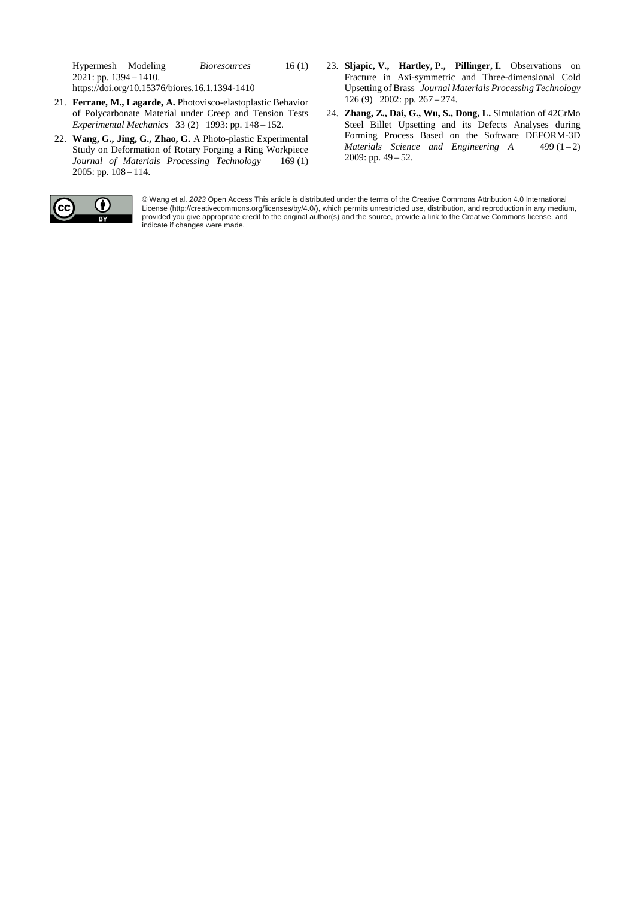Hypermesh Modeling *Bioresources* 16 (1) 2021: pp. 1394 – 1410. https://doi.org/10.15376/biores.16.1.1394-1410

21. **Ferrane, M., Lagarde, A.** Photovisco-elastoplastic Behavior of Polycarbonate Material under Creep and Tension Tests *Experimental Mechanics* 33 (2) 1993: pp. 148 – 152.
22. **Wang, G., Jing, G., Zhao, G.** A Photo-plastic Experimental Study on Deformation of Rotary Forging a Ring Workpiece *Journal of Materials Processing Technology* 169 (1) 2005: pp. 108 – 114.
23. **Sljapic, V., Hartley, P., Pillinger, I.** Observations on Fracture in Axi-symmetric and Three-dimensional Cold Upsetting of Brass *Journal Materials Processing Technology* 126 (9) 2002: pp. 267 – 274.
24. **Zhang, Z., Dai, G., Wu, S., Dong, L.** Simulation of 42CrMo Steel Billet Upsetting and its Defects Analyses during Forming Process Based on the Software DEFORM-3D *Materials Science and Engineering A* 499 (1 – 2) 2009: pp. 49 – 52.

© Wang et al. *2023* Open Access This article is distributed under the terms of the Creative Commons Attribution 4.0 International License (http://creativecommons.org/licenses/by/4.0/), which permits unrestricted use, distribution, and reproduction in any medium, provided you give appropriate credit to the original author(s) and the source, provide a link to the Creative Commons license, and indicate if changes were made.